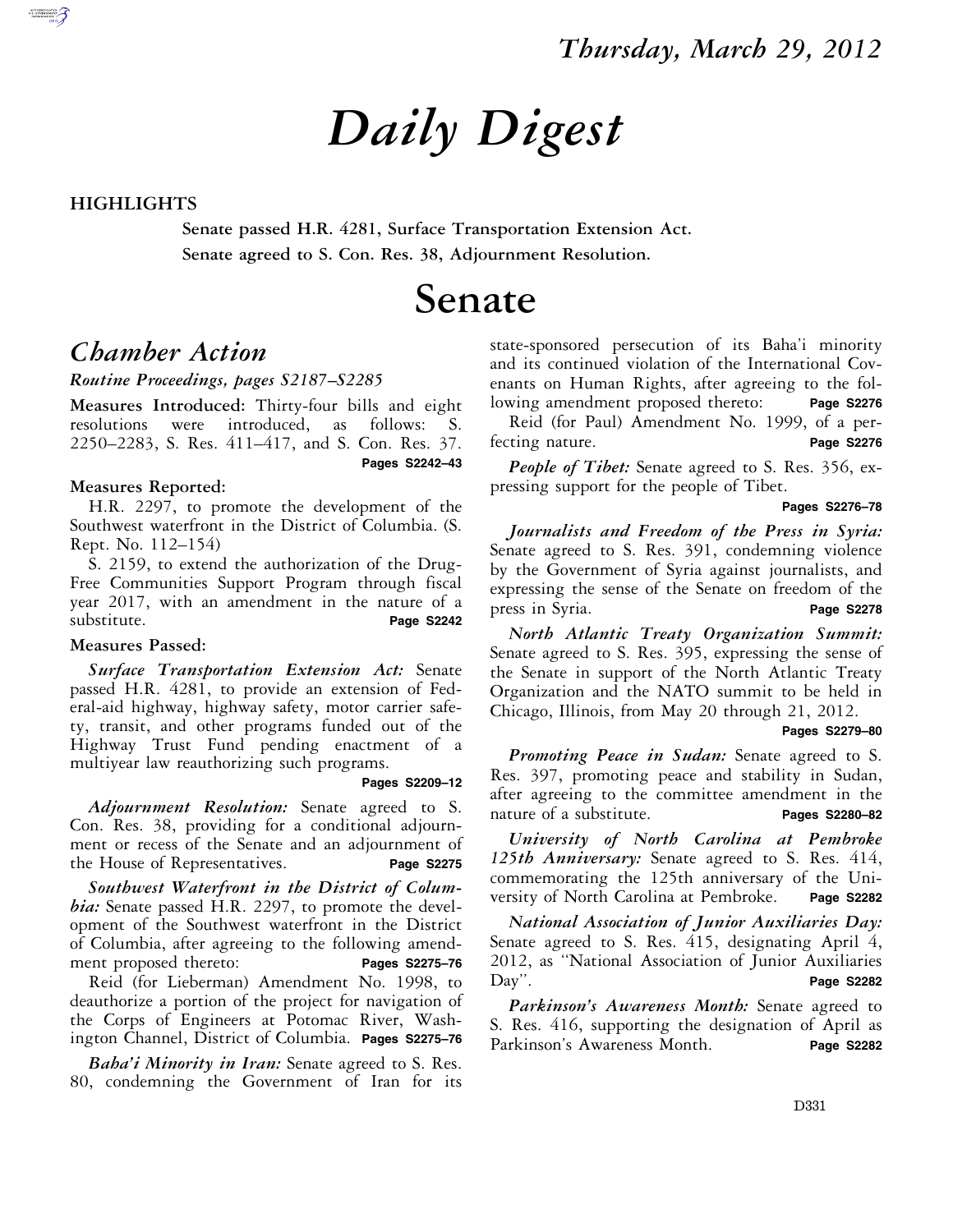Thursday, March 29, 2012

# Daily Digest

## HIGHLIGHTS

**Senate passed H.R. 4281, Surface Transportation Extension Act.**

**Senate agreed to S. Con. Res. 38, Adjournment Resolution.**

# Senate

## *Chamber Action*

***Routine Proceedings, pages S2187–S2285***

**Measures Introduced:** Thirty-four bills and eight resolutions were introduced, as follows: S. 2250–2283, S. Res. 411–417, and S. Con. Res. 37. **Pages S2242–43**

**Measures Reported:**

H.R. 2297, to promote the development of the Southwest waterfront in the District of Columbia. (S. Rept. No. 112–154)

S. 2159, to extend the authorization of the Drug-Free Communities Support Program through fiscal year 2017, with an amendment in the nature of a substitute. **Page S2242**

**Measures Passed:**

***Surface Transportation Extension Act:*** Senate passed H.R. 4281, to provide an extension of Federal-aid highway, highway safety, motor carrier safety, transit, and other programs funded out of the Highway Trust Fund pending enactment of a multiyear law reauthorizing such programs. **Pages S2209–12**

***Adjournment Resolution:*** Senate agreed to S. Con. Res. 38, providing for a conditional adjournment or recess of the Senate and an adjournment of the House of Representatives. **Page S2275**

***Southwest Waterfront in the District of Columbia:*** Senate passed H.R. 2297, to promote the development of the Southwest waterfront in the District of Columbia, after agreeing to the following amendment proposed thereto: **Pages S2275–76**

Reid (for Lieberman) Amendment No. 1998, to deauthorize a portion of the project for navigation of the Corps of Engineers at Potomac River, Washington Channel, District of Columbia. **Pages S2275–76**

***Baha'i Minority in Iran:*** Senate agreed to S. Res. 80, condemning the Government of Iran for its state-sponsored persecution of its Baha'i minority and its continued violation of the International Covenants on Human Rights, after agreeing to the following amendment proposed thereto: **Page S2276**

Reid (for Paul) Amendment No. 1999, of a perfecting nature. **Page S2276**

***People of Tibet:*** Senate agreed to S. Res. 356, expressing support for the people of Tibet. **Pages S2276–78**

***Journalists and Freedom of the Press in Syria:*** Senate agreed to S. Res. 391, condemning violence by the Government of Syria against journalists, and expressing the sense of the Senate on freedom of the press in Syria. **Page S2278**

***North Atlantic Treaty Organization Summit:*** Senate agreed to S. Res. 395, expressing the sense of the Senate in support of the North Atlantic Treaty Organization and the NATO summit to be held in Chicago, Illinois, from May 20 through 21, 2012. **Pages S2279–80**

***Promoting Peace in Sudan:*** Senate agreed to S. Res. 397, promoting peace and stability in Sudan, after agreeing to the committee amendment in the nature of a substitute. **Pages S2280–82**

***University of North Carolina at Pembroke 125th Anniversary:*** Senate agreed to S. Res. 414, commemorating the 125th anniversary of the University of North Carolina at Pembroke. **Page S2282**

***National Association of Junior Auxiliaries Day:*** Senate agreed to S. Res. 415, designating April 4, 2012, as ''National Association of Junior Auxiliaries Day''. **Page S2282**

***Parkinson's Awareness Month:*** Senate agreed to S. Res. 416, supporting the designation of April as Parkinson's Awareness Month. **Page S2282**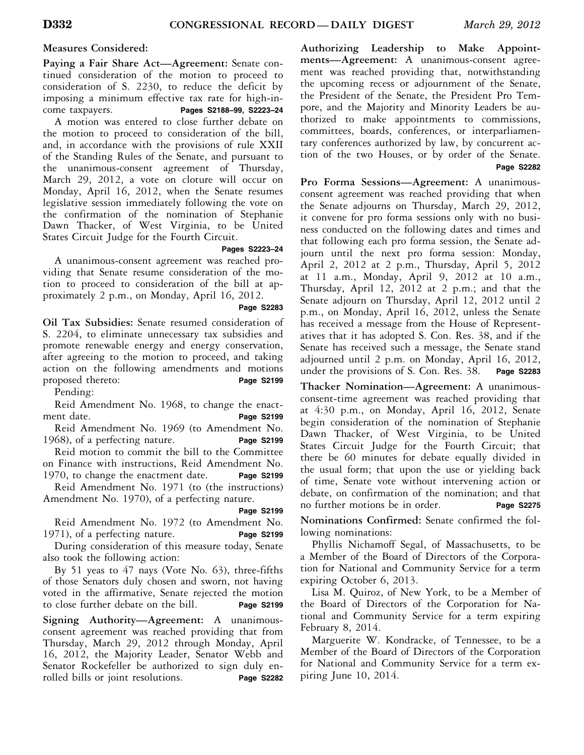## Measures Considered:

**Paying a Fair Share Act—Agreement:** Senate continued consideration of the motion to proceed to consideration of S. 2230, to reduce the deficit by imposing a minimum effective tax rate for high-income taxpayers. **Pages S2188–99, S2223–24**

A motion was entered to close further debate on the motion to proceed to consideration of the bill, and, in accordance with the provisions of rule XXII of the Standing Rules of the Senate, and pursuant to the unanimous-consent agreement of Thursday, March 29, 2012, a vote on cloture will occur on Monday, April 16, 2012, when the Senate resumes legislative session immediately following the vote on the confirmation of the nomination of Stephanie Dawn Thacker, of West Virginia, to be United States Circuit Judge for the Fourth Circuit. **Pages S2223–24**

A unanimous-consent agreement was reached providing that Senate resume consideration of the motion to proceed to consideration of the bill at approximately 2 p.m., on Monday, April 16, 2012. **Page S2283**

**Oil Tax Subsidies:** Senate resumed consideration of S. 2204, to eliminate unnecessary tax subsidies and promote renewable energy and energy conservation, after agreeing to the motion to proceed, and taking action on the following amendments and motions proposed thereto: **Page S2199**

Pending:

Reid Amendment No. 1968, to change the enactment date. **Page S2199**

Reid Amendment No. 1969 (to Amendment No. 1968), of a perfecting nature. **Page S2199**

Reid motion to commit the bill to the Committee on Finance with instructions, Reid Amendment No. 1970, to change the enactment date. **Page S2199**

Reid Amendment No. 1971 (to (the instructions) Amendment No. 1970), of a perfecting nature. **Page S2199**

Reid Amendment No. 1972 (to Amendment No. 1971), of a perfecting nature. **Page S2199**

During consideration of this measure today, Senate also took the following action:

By 51 yeas to 47 nays (Vote No. 63), three-fifths of those Senators duly chosen and sworn, not having voted in the affirmative, Senate rejected the motion to close further debate on the bill. **Page S2199**

**Signing Authority—Agreement:** A unanimous-consent agreement was reached providing that from Thursday, March 29, 2012 through Monday, April 16, 2012, the Majority Leader, Senator Webb and Senator Rockefeller be authorized to sign duly enrolled bills or joint resolutions. **Page S2282**

**Authorizing Leadership to Make Appointments—Agreement:** A unanimous-consent agreement was reached providing that, notwithstanding the upcoming recess or adjournment of the Senate, the President of the Senate, the President Pro Tempore, and the Majority and Minority Leaders be authorized to make appointments to commissions, committees, boards, conferences, or interparliamentary conferences authorized by law, by concurrent action of the two Houses, or by order of the Senate. **Page S2282**

**Pro Forma Sessions—Agreement:** A unanimous-consent agreement was reached providing that when the Senate adjourns on Thursday, March 29, 2012, it convene for pro forma sessions only with no business conducted on the following dates and times and that following each pro forma session, the Senate adjourn until the next pro forma session: Monday, April 2, 2012 at 2 p.m., Thursday, April 5, 2012 at 11 a.m., Monday, April 9, 2012 at 10 a.m., Thursday, April 12, 2012 at 2 p.m.; and that the Senate adjourn on Thursday, April 12, 2012 until 2 p.m., on Monday, April 16, 2012, unless the Senate has received a message from the House of Representatives that it has adopted S. Con. Res. 38, and if the Senate has received such a message, the Senate stand adjourned until 2 p.m. on Monday, April 16, 2012, under the provisions of S. Con. Res. 38. **Page S2283**

**Thacker Nomination—Agreement:** A unanimous-consent-time agreement was reached providing that at 4:30 p.m., on Monday, April 16, 2012, Senate begin consideration of the nomination of Stephanie Dawn Thacker, of West Virginia, to be United States Circuit Judge for the Fourth Circuit; that there be 60 minutes for debate equally divided in the usual form; that upon the use or yielding back of time, Senate vote without intervening action or debate, on confirmation of the nomination; and that no further motions be in order. **Page S2275**

**Nominations Confirmed:** Senate confirmed the following nominations:

Phyllis Nichamoff Segal, of Massachusetts, to be a Member of the Board of Directors of the Corporation for National and Community Service for a term expiring October 6, 2013.

Lisa M. Quiroz, of New York, to be a Member of the Board of Directors of the Corporation for National and Community Service for a term expiring February 8, 2014.

Marguerite W. Kondracke, of Tennessee, to be a Member of the Board of Directors of the Corporation for National and Community Service for a term expiring June 10, 2014.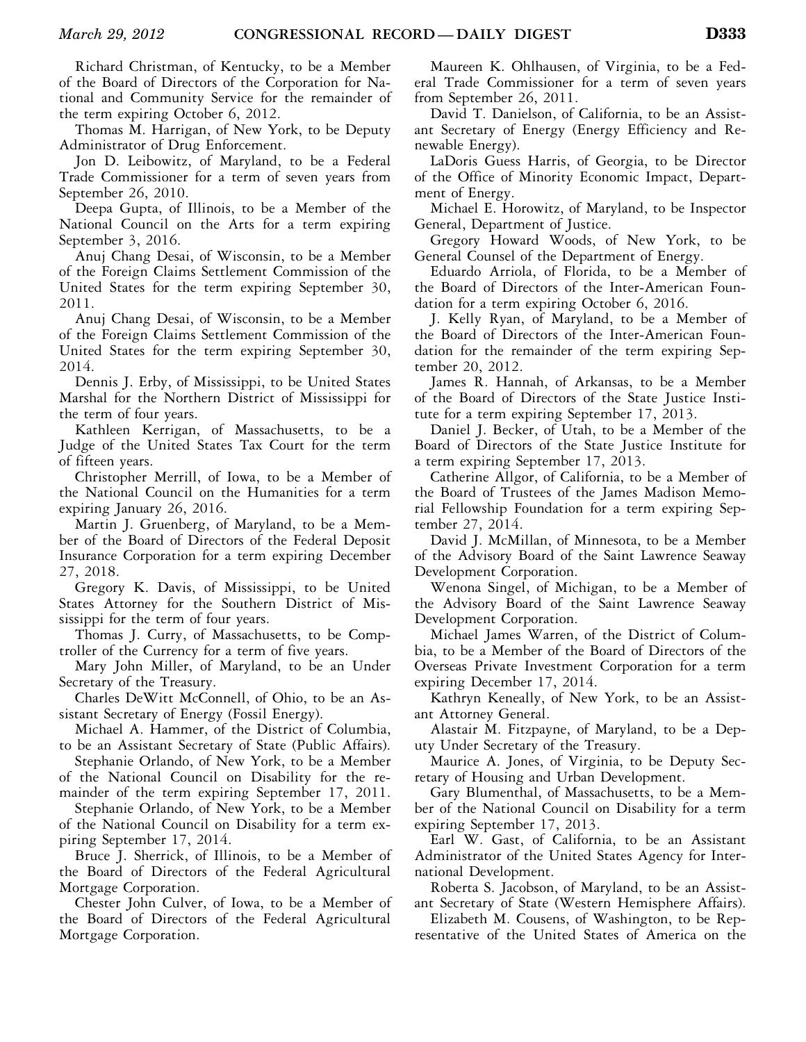Richard Christman, of Kentucky, to be a Member of the Board of Directors of the Corporation for National and Community Service for the remainder of the term expiring October 6, 2012.

Thomas M. Harrigan, of New York, to be Deputy Administrator of Drug Enforcement.

Jon D. Leibowitz, of Maryland, to be a Federal Trade Commissioner for a term of seven years from September 26, 2010.

Deepa Gupta, of Illinois, to be a Member of the National Council on the Arts for a term expiring September 3, 2016.

Anuj Chang Desai, of Wisconsin, to be a Member of the Foreign Claims Settlement Commission of the United States for the term expiring September 30, 2011.

Anuj Chang Desai, of Wisconsin, to be a Member of the Foreign Claims Settlement Commission of the United States for the term expiring September 30, 2014.

Dennis J. Erby, of Mississippi, to be United States Marshal for the Northern District of Mississippi for the term of four years.

Kathleen Kerrigan, of Massachusetts, to be a Judge of the United States Tax Court for the term of fifteen years.

Christopher Merrill, of Iowa, to be a Member of the National Council on the Humanities for a term expiring January 26, 2016.

Martin J. Gruenberg, of Maryland, to be a Member of the Board of Directors of the Federal Deposit Insurance Corporation for a term expiring December 27, 2018.

Gregory K. Davis, of Mississippi, to be United States Attorney for the Southern District of Mississippi for the term of four years.

Thomas J. Curry, of Massachusetts, to be Comptroller of the Currency for a term of five years.

Mary John Miller, of Maryland, to be an Under Secretary of the Treasury.

Charles DeWitt McConnell, of Ohio, to be an Assistant Secretary of Energy (Fossil Energy).

Michael A. Hammer, of the District of Columbia, to be an Assistant Secretary of State (Public Affairs).

Stephanie Orlando, of New York, to be a Member of the National Council on Disability for the remainder of the term expiring September 17, 2011.

Stephanie Orlando, of New York, to be a Member of the National Council on Disability for a term expiring September 17, 2014.

Bruce J. Sherrick, of Illinois, to be a Member of the Board of Directors of the Federal Agricultural Mortgage Corporation.

Chester John Culver, of Iowa, to be a Member of the Board of Directors of the Federal Agricultural Mortgage Corporation.

Maureen K. Ohlhausen, of Virginia, to be a Federal Trade Commissioner for a term of seven years from September 26, 2011.

David T. Danielson, of California, to be an Assistant Secretary of Energy (Energy Efficiency and Renewable Energy).

LaDoris Guess Harris, of Georgia, to be Director of the Office of Minority Economic Impact, Department of Energy.

Michael E. Horowitz, of Maryland, to be Inspector General, Department of Justice.

Gregory Howard Woods, of New York, to be General Counsel of the Department of Energy.

Eduardo Arriola, of Florida, to be a Member of the Board of Directors of the Inter-American Foundation for a term expiring October 6, 2016.

J. Kelly Ryan, of Maryland, to be a Member of the Board of Directors of the Inter-American Foundation for the remainder of the term expiring September 20, 2012.

James R. Hannah, of Arkansas, to be a Member of the Board of Directors of the State Justice Institute for a term expiring September 17, 2013.

Daniel J. Becker, of Utah, to be a Member of the Board of Directors of the State Justice Institute for a term expiring September 17, 2013.

Catherine Allgor, of California, to be a Member of the Board of Trustees of the James Madison Memorial Fellowship Foundation for a term expiring September 27, 2014.

David J. McMillan, of Minnesota, to be a Member of the Advisory Board of the Saint Lawrence Seaway Development Corporation.

Wenona Singel, of Michigan, to be a Member of the Advisory Board of the Saint Lawrence Seaway Development Corporation.

Michael James Warren, of the District of Columbia, to be a Member of the Board of Directors of the Overseas Private Investment Corporation for a term expiring December 17, 2014.

Kathryn Keneally, of New York, to be an Assistant Attorney General.

Alastair M. Fitzpayne, of Maryland, to be a Deputy Under Secretary of the Treasury.

Maurice A. Jones, of Virginia, to be Deputy Secretary of Housing and Urban Development.

Gary Blumenthal, of Massachusetts, to be a Member of the National Council on Disability for a term expiring September 17, 2013.

Earl W. Gast, of California, to be an Assistant Administrator of the United States Agency for International Development.

Roberta S. Jacobson, of Maryland, to be an Assistant Secretary of State (Western Hemisphere Affairs).

Elizabeth M. Cousens, of Washington, to be Representative of the United States of America on the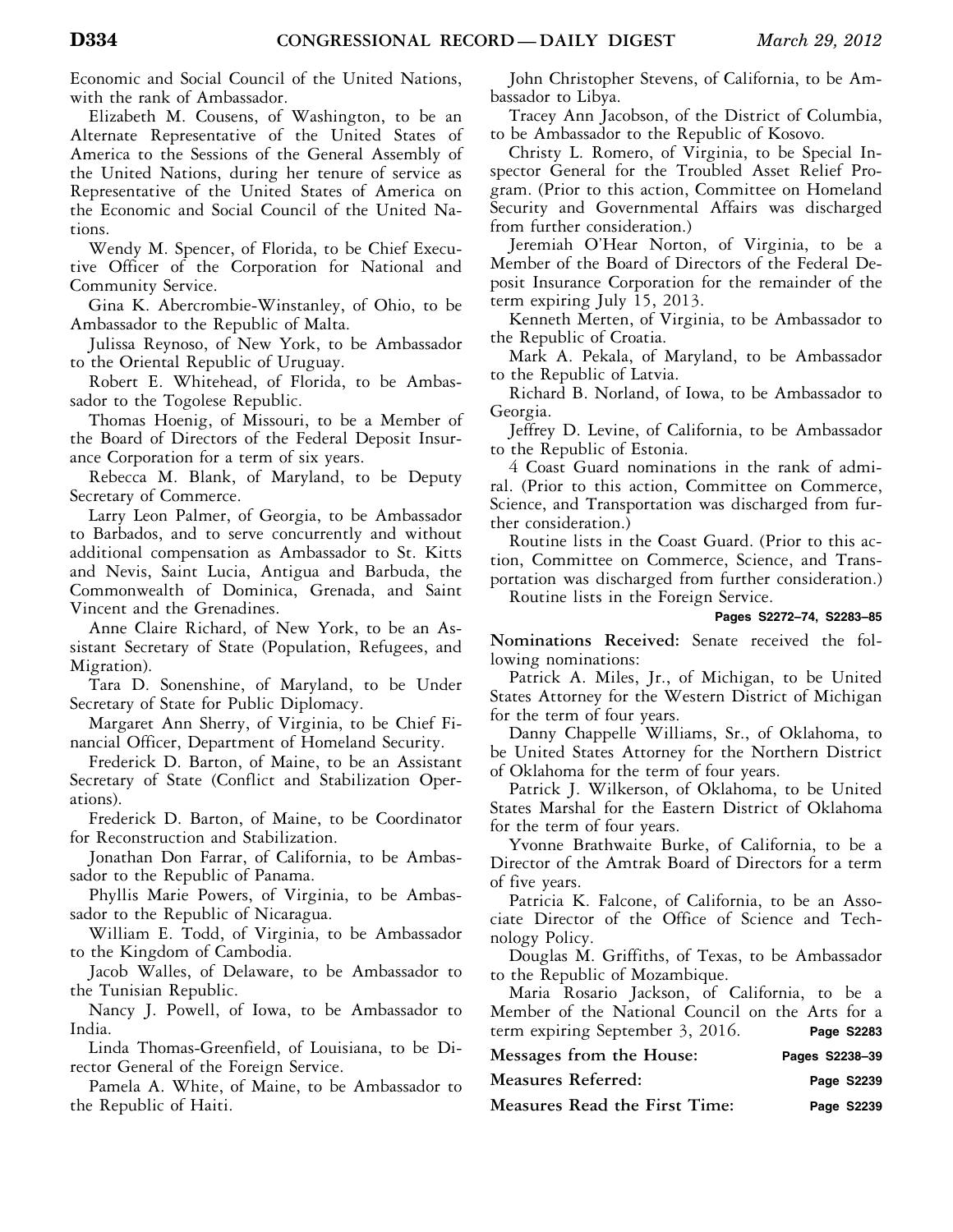Economic and Social Council of the United Nations, with the rank of Ambassador.

Elizabeth M. Cousens, of Washington, to be an Alternate Representative of the United States of America to the Sessions of the General Assembly of the United Nations, during her tenure of service as Representative of the United States of America on the Economic and Social Council of the United Nations.

Wendy M. Spencer, of Florida, to be Chief Executive Officer of the Corporation for National and Community Service.

Gina K. Abercrombie-Winstanley, of Ohio, to be Ambassador to the Republic of Malta.

Julissa Reynoso, of New York, to be Ambassador to the Oriental Republic of Uruguay.

Robert E. Whitehead, of Florida, to be Ambassador to the Togolese Republic.

Thomas Hoenig, of Missouri, to be a Member of the Board of Directors of the Federal Deposit Insurance Corporation for a term of six years.

Rebecca M. Blank, of Maryland, to be Deputy Secretary of Commerce.

Larry Leon Palmer, of Georgia, to be Ambassador to Barbados, and to serve concurrently and without additional compensation as Ambassador to St. Kitts and Nevis, Saint Lucia, Antigua and Barbuda, the Commonwealth of Dominica, Grenada, and Saint Vincent and the Grenadines.

Anne Claire Richard, of New York, to be an Assistant Secretary of State (Population, Refugees, and Migration).

Tara D. Sonenshine, of Maryland, to be Under Secretary of State for Public Diplomacy.

Margaret Ann Sherry, of Virginia, to be Chief Financial Officer, Department of Homeland Security.

Frederick D. Barton, of Maine, to be an Assistant Secretary of State (Conflict and Stabilization Operations).

Frederick D. Barton, of Maine, to be Coordinator for Reconstruction and Stabilization.

Jonathan Don Farrar, of California, to be Ambassador to the Republic of Panama.

Phyllis Marie Powers, of Virginia, to be Ambassador to the Republic of Nicaragua.

William E. Todd, of Virginia, to be Ambassador to the Kingdom of Cambodia.

Jacob Walles, of Delaware, to be Ambassador to the Tunisian Republic.

Nancy J. Powell, of Iowa, to be Ambassador to India.

Linda Thomas-Greenfield, of Louisiana, to be Director General of the Foreign Service.

Pamela A. White, of Maine, to be Ambassador to the Republic of Haiti.

John Christopher Stevens, of California, to be Ambassador to Libya.

Tracey Ann Jacobson, of the District of Columbia, to be Ambassador to the Republic of Kosovo.

Christy L. Romero, of Virginia, to be Special Inspector General for the Troubled Asset Relief Program. (Prior to this action, Committee on Homeland Security and Governmental Affairs was discharged from further consideration.)

Jeremiah O'Hear Norton, of Virginia, to be a Member of the Board of Directors of the Federal Deposit Insurance Corporation for the remainder of the term expiring July 15, 2013.

Kenneth Merten, of Virginia, to be Ambassador to the Republic of Croatia.

Mark A. Pekala, of Maryland, to be Ambassador to the Republic of Latvia.

Richard B. Norland, of Iowa, to be Ambassador to Georgia.

Jeffrey D. Levine, of California, to be Ambassador to the Republic of Estonia.

4 Coast Guard nominations in the rank of admiral. (Prior to this action, Committee on Commerce, Science, and Transportation was discharged from further consideration.)

Routine lists in the Coast Guard. (Prior to this action, Committee on Commerce, Science, and Transportation was discharged from further consideration.)

Routine lists in the Foreign Service.

**Pages S2272–74, S2283–85**

**Nominations Received:** Senate received the following nominations:

Patrick A. Miles, Jr., of Michigan, to be United States Attorney for the Western District of Michigan for the term of four years.

Danny Chappelle Williams, Sr., of Oklahoma, to be United States Attorney for the Northern District of Oklahoma for the term of four years.

Patrick J. Wilkerson, of Oklahoma, to be United States Marshal for the Eastern District of Oklahoma for the term of four years.

Yvonne Brathwaite Burke, of California, to be a Director of the Amtrak Board of Directors for a term of five years.

Patricia K. Falcone, of California, to be an Associate Director of the Office of Science and Technology Policy.

Douglas M. Griffiths, of Texas, to be Ambassador to the Republic of Mozambique.

Maria Rosario Jackson, of California, to be a Member of the National Council on the Arts for a term expiring September 3, 2016. **Page S2283**

**Messages from the House:** **Pages S2238–39**

**Measures Referred:** **Page S2239**

**Measures Read the First Time:** **Page S2239**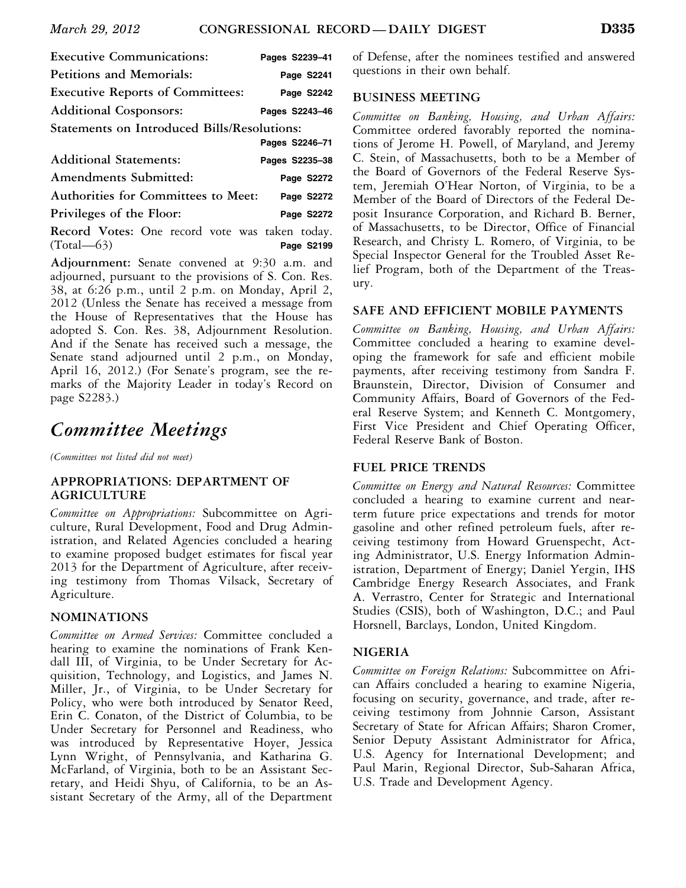**Executive Communications:** Pages S2239–41

**Petitions and Memorials:** Page S2241

**Executive Reports of Committees:** Page S2242

**Additional Cosponsors:** Pages S2243–46

**Statements on Introduced Bills/Resolutions:** Pages S2246–71

**Additional Statements:** Pages S2235–38

**Amendments Submitted:** Page S2272

**Authorities for Committees to Meet:** Page S2272

**Privileges of the Floor:** Page S2272

**Record Votes:** One record vote was taken today. (Total—63) Page S2199

**Adjournment:** Senate convened at 9:30 a.m. and adjourned, pursuant to the provisions of S. Con. Res. 38, at 6:26 p.m., until 2 p.m. on Monday, April 2, 2012 (Unless the Senate has received a message from the House of Representatives that the House has adopted S. Con. Res. 38, Adjournment Resolution. And if the Senate has received such a message, the Senate stand adjourned until 2 p.m., on Monday, April 16, 2012.) (For Senate's program, see the remarks of the Majority Leader in today's Record on page S2283.)

# *Committee Meetings*

*(Committees not listed did not meet)*

### APPROPRIATIONS: DEPARTMENT OF AGRICULTURE

*Committee on Appropriations:* Subcommittee on Agriculture, Rural Development, Food and Drug Administration, and Related Agencies concluded a hearing to examine proposed budget estimates for fiscal year 2013 for the Department of Agriculture, after receiving testimony from Thomas Vilsack, Secretary of Agriculture.

### NOMINATIONS

*Committee on Armed Services:* Committee concluded a hearing to examine the nominations of Frank Kendall III, of Virginia, to be Under Secretary for Acquisition, Technology, and Logistics, and James N. Miller, Jr., of Virginia, to be Under Secretary for Policy, who were both introduced by Senator Reed, Erin C. Conaton, of the District of Columbia, to be Under Secretary for Personnel and Readiness, who was introduced by Representative Hoyer, Jessica Lynn Wright, of Pennsylvania, and Katharina G. McFarland, of Virginia, both to be an Assistant Secretary, and Heidi Shyu, of California, to be an Assistant Secretary of the Army, all of the Department of Defense, after the nominees testified and answered questions in their own behalf.

### BUSINESS MEETING

*Committee on Banking, Housing, and Urban Affairs:* Committee ordered favorably reported the nominations of Jerome H. Powell, of Maryland, and Jeremy C. Stein, of Massachusetts, both to be a Member of the Board of Governors of the Federal Reserve System, Jeremiah O'Hear Norton, of Virginia, to be a Member of the Board of Directors of the Federal Deposit Insurance Corporation, and Richard B. Berner, of Massachusetts, to be Director, Office of Financial Research, and Christy L. Romero, of Virginia, to be Special Inspector General for the Troubled Asset Relief Program, both of the Department of the Treasury.

### SAFE AND EFFICIENT MOBILE PAYMENTS

*Committee on Banking, Housing, and Urban Affairs:* Committee concluded a hearing to examine developing the framework for safe and efficient mobile payments, after receiving testimony from Sandra F. Braunstein, Director, Division of Consumer and Community Affairs, Board of Governors of the Federal Reserve System; and Kenneth C. Montgomery, First Vice President and Chief Operating Officer, Federal Reserve Bank of Boston.

### FUEL PRICE TRENDS

*Committee on Energy and Natural Resources:* Committee concluded a hearing to examine current and near-term future price expectations and trends for motor gasoline and other refined petroleum fuels, after receiving testimony from Howard Gruenspecht, Acting Administrator, U.S. Energy Information Administration, Department of Energy; Daniel Yergin, IHS Cambridge Energy Research Associates, and Frank A. Verrastro, Center for Strategic and International Studies (CSIS), both of Washington, D.C.; and Paul Horsnell, Barclays, London, United Kingdom.

### NIGERIA

*Committee on Foreign Relations:* Subcommittee on African Affairs concluded a hearing to examine Nigeria, focusing on security, governance, and trade, after receiving testimony from Johnnie Carson, Assistant Secretary of State for African Affairs; Sharon Cromer, Senior Deputy Assistant Administrator for Africa, U.S. Agency for International Development; and Paul Marin, Regional Director, Sub-Saharan Africa, U.S. Trade and Development Agency.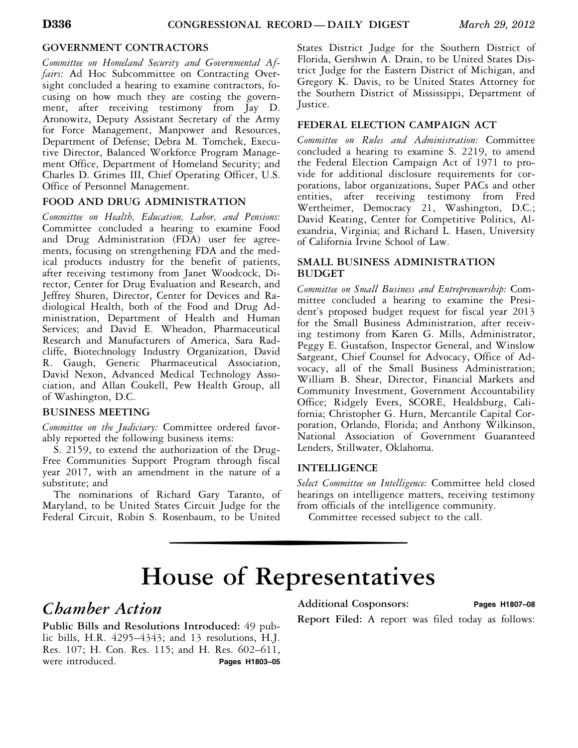### GOVERNMENT CONTRACTORS

*Committee on Homeland Security and Governmental Affairs:* Ad Hoc Subcommittee on Contracting Oversight concluded a hearing to examine contractors, focusing on how much they are costing the government, after receiving testimony from Jay D. Aronowitz, Deputy Assistant Secretary of the Army for Force Management, Manpower and Resources, Department of Defense; Debra M. Tomchek, Executive Director, Balanced Workforce Program Management Office, Department of Homeland Security; and Charles D. Grimes III, Chief Operating Officer, U.S. Office of Personnel Management.

### FOOD AND DRUG ADMINISTRATION

*Committee on Health, Education, Labor, and Pensions:* Committee concluded a hearing to examine Food and Drug Administration (FDA) user fee agreements, focusing on strengthening FDA and the medical products industry for the benefit of patients, after receiving testimony from Janet Woodcock, Director, Center for Drug Evaluation and Research, and Jeffrey Shuren, Director, Center for Devices and Radiological Health, both of the Food and Drug Administration, Department of Health and Human Services; and David E. Wheadon, Pharmaceutical Research and Manufacturers of America, Sara Radcliffe, Biotechnology Industry Organization, David R. Gaugh, Generic Pharmaceutical Association, David Nexon, Advanced Medical Technology Association, and Allan Coukell, Pew Health Group, all of Washington, D.C.

### BUSINESS MEETING

*Committee on the Judiciary:* Committee ordered favorably reported the following business items:

S. 2159, to extend the authorization of the Drug-Free Communities Support Program through fiscal year 2017, with an amendment in the nature of a substitute; and

The nominations of Richard Gary Taranto, of Maryland, to be United States Circuit Judge for the Federal Circuit, Robin S. Rosenbaum, to be United States District Judge for the Southern District of Florida, Gershwin A. Drain, to be United States District Judge for the Eastern District of Michigan, and Gregory K. Davis, to be United States Attorney for the Southern District of Mississippi, Department of Justice.

### FEDERAL ELECTION CAMPAIGN ACT

*Committee on Rules and Administration:* Committee concluded a hearing to examine S. 2219, to amend the Federal Election Campaign Act of 1971 to provide for additional disclosure requirements for corporations, labor organizations, Super PACs and other entities, after receiving testimony from Fred Wertheimer, Democracy 21, Washington, D.C.; David Keating, Center for Competitive Politics, Alexandria, Virginia; and Richard L. Hasen, University of California Irvine School of Law.

### SMALL BUSINESS ADMINISTRATION BUDGET

*Committee on Small Business and Entrepreneurship:* Committee concluded a hearing to examine the President's proposed budget request for fiscal year 2013 for the Small Business Administration, after receiving testimony from Karen G. Mills, Administrator, Peggy E. Gustafson, Inspector General, and Winslow Sargeant, Chief Counsel for Advocacy, Office of Advocacy, all of the Small Business Administration; William B. Shear, Director, Financial Markets and Community Investment, Government Accountability Office; Ridgely Evers, SCORE, Healdsburg, California; Christopher G. Hurn, Mercantile Capital Corporation, Orlando, Florida; and Anthony Wilkinson, National Association of Government Guaranteed Lenders, Stillwater, Oklahoma.

### INTELLIGENCE

*Select Committee on Intelligence:* Committee held closed hearings on intelligence matters, receiving testimony from officials of the intelligence community.

Committee recessed subject to the call.

# House of Representatives

## *Chamber Action*

**Public Bills and Resolutions Introduced:** 49 public bills, H.R. 4295–4343; and 13 resolutions, H.J. Res. 107; H. Con. Res. 115; and H. Res. 602–611, were introduced. **Pages H1803–05**

**Additional Cosponsors:** **Pages H1807–08**

**Report Filed:** A report was filed today as follows: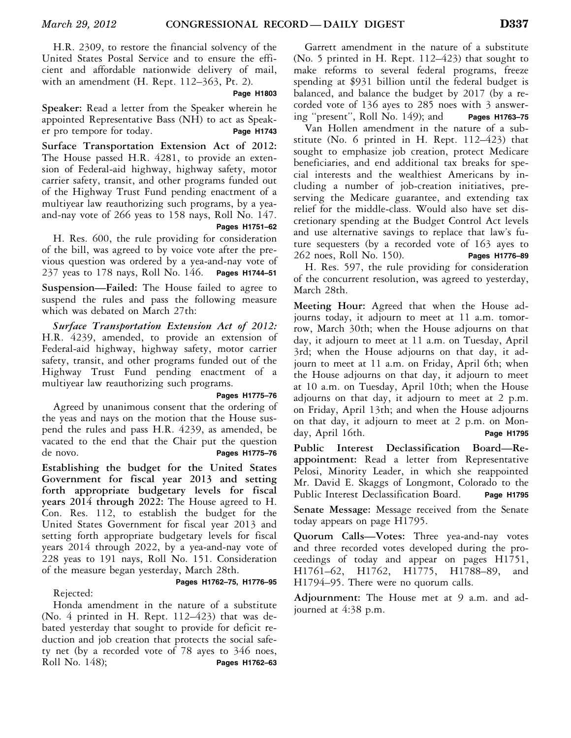H.R. 2309, to restore the financial solvency of the United States Postal Service and to ensure the efficient and affordable nationwide delivery of mail, with an amendment (H. Rept. 112–363, Pt. 2).

**Page H1803**

**Speaker:** Read a letter from the Speaker wherein he appointed Representative Bass (NH) to act as Speaker pro tempore for today. **Page H1743**

**Surface Transportation Extension Act of 2012:** The House passed H.R. 4281, to provide an extension of Federal-aid highway, highway safety, motor carrier safety, transit, and other programs funded out of the Highway Trust Fund pending enactment of a multiyear law reauthorizing such programs, by a yea-and-nay vote of 266 yeas to 158 nays, Roll No. 147.

**Pages H1751–62**

H. Res. 600, the rule providing for consideration of the bill, was agreed to by voice vote after the previous question was ordered by a yea-and-nay vote of 237 yeas to 178 nays, Roll No. 146. **Pages H1744–51**

**Suspension—Failed:** The House failed to agree to suspend the rules and pass the following measure which was debated on March 27th:

***Surface Transportation Extension Act of 2012:*** H.R. 4239, amended, to provide an extension of Federal-aid highway, highway safety, motor carrier safety, transit, and other programs funded out of the Highway Trust Fund pending enactment of a multiyear law reauthorizing such programs.

**Pages H1775–76**

Agreed by unanimous consent that the ordering of the yeas and nays on the motion that the House suspend the rules and pass H.R. 4239, as amended, be vacated to the end that the Chair put the question de novo. **Pages H1775–76**

**Establishing the budget for the United States Government for fiscal year 2013 and setting forth appropriate budgetary levels for fiscal years 2014 through 2022:** The House agreed to H. Con. Res. 112, to establish the budget for the United States Government for fiscal year 2013 and setting forth appropriate budgetary levels for fiscal years 2014 through 2022, by a yea-and-nay vote of 228 yeas to 191 nays, Roll No. 151. Consideration of the measure began yesterday, March 28th.

**Pages H1762–75, H1776–95**

Rejected:

Honda amendment in the nature of a substitute (No. 4 printed in H. Rept. 112–423) that was debated yesterday that sought to provide for deficit reduction and job creation that protects the social safety net (by a recorded vote of 78 ayes to 346 noes, Roll No. 148); **Pages H1762–63**

Garrett amendment in the nature of a substitute (No. 5 printed in H. Rept. 112–423) that sought to make reforms to several federal programs, freeze spending at $931 billion until the federal budget is balanced, and balance the budget by 2017 (by a recorded vote of 136 ayes to 285 noes with 3 answering "present", Roll No. 149); and **Pages H1763–75**

Van Hollen amendment in the nature of a substitute (No. 6 printed in H. Rept. 112–423) that sought to emphasize job creation, protect Medicare beneficiaries, and end additional tax breaks for special interests and the wealthiest Americans by including a number of job-creation initiatives, preserving the Medicare guarantee, and extending tax relief for the middle-class. Would also have set discretionary spending at the Budget Control Act levels and use alternative savings to replace that law's future sequesters (by a recorded vote of 163 ayes to 262 noes, Roll No. 150). **Pages H1776–89**

H. Res. 597, the rule providing for consideration of the concurrent resolution, was agreed to yesterday, March 28th.

**Meeting Hour:** Agreed that when the House adjourns today, it adjourn to meet at 11 a.m. tomorrow, March 30th; when the House adjourns on that day, it adjourn to meet at 11 a.m. on Tuesday, April 3rd; when the House adjourns on that day, it adjourn to meet at 11 a.m. on Friday, April 6th; when the House adjourns on that day, it adjourn to meet at 10 a.m. on Tuesday, April 10th; when the House adjourns on that day, it adjourn to meet at 2 p.m. on Friday, April 13th; and when the House adjourns on that day, it adjourn to meet at 2 p.m. on Monday, April 16th. **Page H1795**

**Public Interest Declassification Board—Reappointment:** Read a letter from Representative Pelosi, Minority Leader, in which she reappointed Mr. David E. Skaggs of Longmont, Colorado to the Public Interest Declassification Board. **Page H1795**

**Senate Message:** Message received from the Senate today appears on page H1795.

**Quorum Calls—Votes:** Three yea-and-nay votes and three recorded votes developed during the proceedings of today and appear on pages H1751, H1761–62, H1762, H1775, H1788–89, and H1794–95. There were no quorum calls.

**Adjournment:** The House met at 9 a.m. and adjourned at 4:38 p.m.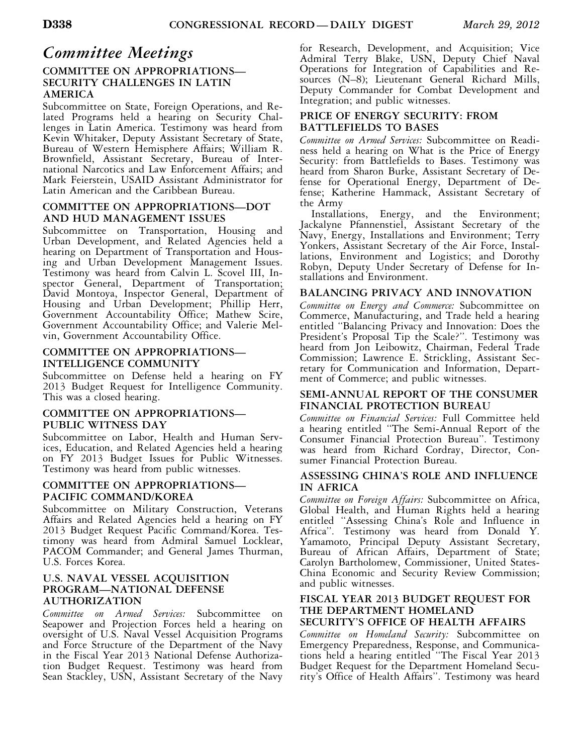# *Committee Meetings*

## COMMITTEE ON APPROPRIATIONS—SECURITY CHALLENGES IN LATIN AMERICA

Subcommittee on State, Foreign Operations, and Related Programs held a hearing on Security Challenges in Latin America. Testimony was heard from Kevin Whitaker, Deputy Assistant Secretary of State, Bureau of Western Hemisphere Affairs; William R. Brownfield, Assistant Secretary, Bureau of International Narcotics and Law Enforcement Affairs; and Mark Feierstein, USAID Assistant Administrator for Latin American and the Caribbean Bureau.

## COMMITTEE ON APPROPRIATIONS—DOT AND HUD MANAGEMENT ISSUES

Subcommittee on Transportation, Housing and Urban Development, and Related Agencies held a hearing on Department of Transportation and Housing and Urban Development Management Issues. Testimony was heard from Calvin L. Scovel III, Inspector General, Department of Transportation; David Montoya, Inspector General, Department of Housing and Urban Development; Phillip Herr, Government Accountability Office; Mathew Scire, Government Accountability Office; and Valerie Melvin, Government Accountability Office.

## COMMITTEE ON APPROPRIATIONS—INTELLIGENCE COMMUNITY

Subcommittee on Defense held a hearing on FY 2013 Budget Request for Intelligence Community. This was a closed hearing.

## COMMITTEE ON APPROPRIATIONS—PUBLIC WITNESS DAY

Subcommittee on Labor, Health and Human Services, Education, and Related Agencies held a hearing on FY 2013 Budget Issues for Public Witnesses. Testimony was heard from public witnesses.

## COMMITTEE ON APPROPRIATIONS—PACIFIC COMMAND/KOREA

Subcommittee on Military Construction, Veterans Affairs and Related Agencies held a hearing on FY 2013 Budget Request Pacific Command/Korea. Testimony was heard from Admiral Samuel Locklear, PACOM Commander; and General James Thurman, U.S. Forces Korea.

## U.S. NAVAL VESSEL ACQUISITION PROGRAM—NATIONAL DEFENSE AUTHORIZATION

*Committee on Armed Services:* Subcommittee on Seapower and Projection Forces held a hearing on oversight of U.S. Naval Vessel Acquisition Programs and Force Structure of the Department of the Navy in the Fiscal Year 2013 National Defense Authorization Budget Request. Testimony was heard from Sean Stackley, USN, Assistant Secretary of the Navy for Research, Development, and Acquisition; Vice Admiral Terry Blake, USN, Deputy Chief Naval Operations for Integration of Capabilities and Resources (N–8); Lieutenant General Richard Mills, Deputy Commander for Combat Development and Integration; and public witnesses.

## PRICE OF ENERGY SECURITY: FROM BATTLEFIELDS TO BASES

*Committee on Armed Services:* Subcommittee on Readiness held a hearing on What is the Price of Energy Security: from Battlefields to Bases. Testimony was heard from Sharon Burke, Assistant Secretary of Defense for Operational Energy, Department of Defense; Katherine Hammack, Assistant Secretary of the Army

Installations, Energy, and the Environment; Jackalyne Pfannenstiel, Assistant Secretary of the Navy, Energy, Installations and Environment; Terry Yonkers, Assistant Secretary of the Air Force, Installations, Environment and Logistics; and Dorothy Robyn, Deputy Under Secretary of Defense for Installations and Environment.

## BALANCING PRIVACY AND INNOVATION

*Committee on Energy and Commerce:* Subcommittee on Commerce, Manufacturing, and Trade held a hearing entitled "Balancing Privacy and Innovation: Does the President's Proposal Tip the Scale?". Testimony was heard from Jon Leibowitz, Chairman, Federal Trade Commission; Lawrence E. Strickling, Assistant Secretary for Communication and Information, Department of Commerce; and public witnesses.

## SEMI-ANNUAL REPORT OF THE CONSUMER FINANCIAL PROTECTION BUREAU

*Committee on Financial Services:* Full Committee held a hearing entitled "The Semi-Annual Report of the Consumer Financial Protection Bureau". Testimony was heard from Richard Cordray, Director, Consumer Financial Protection Bureau.

## ASSESSING CHINA'S ROLE AND INFLUENCE IN AFRICA

*Committee on Foreign Affairs:* Subcommittee on Africa, Global Health, and Human Rights held a hearing entitled "Assessing China's Role and Influence in Africa". Testimony was heard from Donald Y. Yamamoto, Principal Deputy Assistant Secretary, Bureau of African Affairs, Department of State; Carolyn Bartholomew, Commissioner, United States-China Economic and Security Review Commission; and public witnesses.

## FISCAL YEAR 2013 BUDGET REQUEST FOR THE DEPARTMENT HOMELAND SECURITY'S OFFICE OF HEALTH AFFAIRS

*Committee on Homeland Security:* Subcommittee on Emergency Preparedness, Response, and Communications held a hearing entitled "The Fiscal Year 2013 Budget Request for the Department Homeland Security's Office of Health Affairs". Testimony was heard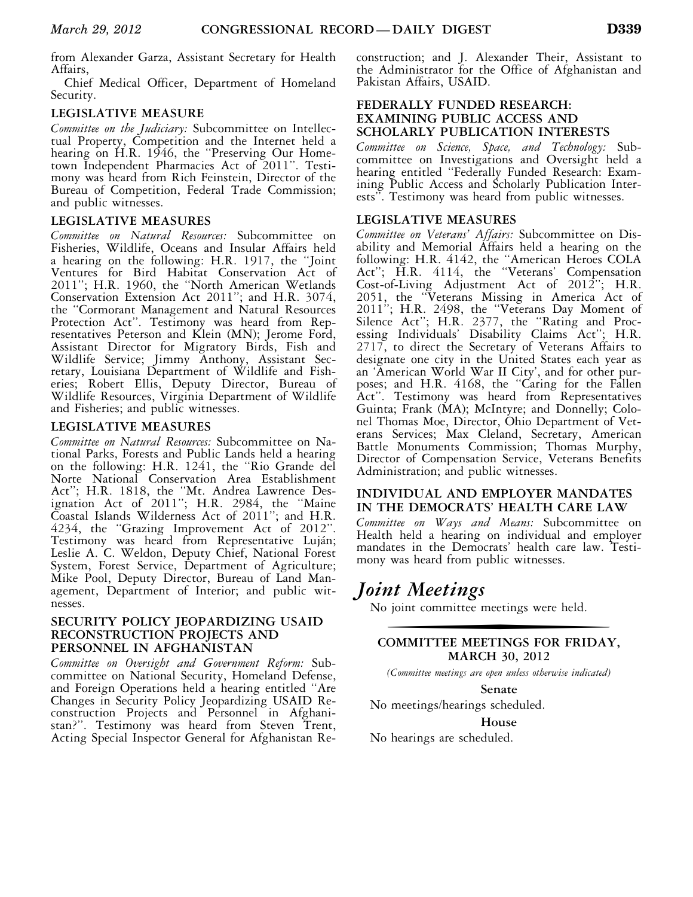from Alexander Garza, Assistant Secretary for Health Affairs,

Chief Medical Officer, Department of Homeland Security.

### LEGISLATIVE MEASURE

*Committee on the Judiciary:* Subcommittee on Intellectual Property, Competition and the Internet held a hearing on H.R. 1946, the "Preserving Our Hometown Independent Pharmacies Act of 2011". Testimony was heard from Rich Feinstein, Director of the Bureau of Competition, Federal Trade Commission; and public witnesses.

### LEGISLATIVE MEASURES

*Committee on Natural Resources:* Subcommittee on Fisheries, Wildlife, Oceans and Insular Affairs held a hearing on the following: H.R. 1917, the "Joint Ventures for Bird Habitat Conservation Act of 2011"; H.R. 1960, the "North American Wetlands Conservation Extension Act 2011"; and H.R. 3074, the "Cormorant Management and Natural Resources Protection Act". Testimony was heard from Representatives Peterson and Klein (MN); Jerome Ford, Assistant Director for Migratory Birds, Fish and Wildlife Service; Jimmy Anthony, Assistant Secretary, Louisiana Department of Wildlife and Fisheries; Robert Ellis, Deputy Director, Bureau of Wildlife Resources, Virginia Department of Wildlife and Fisheries; and public witnesses.

### LEGISLATIVE MEASURES

*Committee on Natural Resources:* Subcommittee on National Parks, Forests and Public Lands held a hearing on the following: H.R. 1241, the "Rio Grande del Norte National Conservation Area Establishment Act"; H.R. 1818, the "Mt. Andrea Lawrence Designation Act of 2011"; H.R. 2984, the "Maine Coastal Islands Wilderness Act of 2011"; and H.R. 4234, the "Grazing Improvement Act of 2012". Testimony was heard from Representative Luján; Leslie A. C. Weldon, Deputy Chief, National Forest System, Forest Service, Department of Agriculture; Mike Pool, Deputy Director, Bureau of Land Management, Department of Interior; and public witnesses.

### SECURITY POLICY JEOPARDIZING USAID RECONSTRUCTION PROJECTS AND PERSONNEL IN AFGHANISTAN

*Committee on Oversight and Government Reform:* Subcommittee on National Security, Homeland Defense, and Foreign Operations held a hearing entitled "Are Changes in Security Policy Jeopardizing USAID Reconstruction Projects and Personnel in Afghanistan?". Testimony was heard from Steven Trent, Acting Special Inspector General for Afghanistan Reconstruction; and J. Alexander Their, Assistant to the Administrator for the Office of Afghanistan and Pakistan Affairs, USAID.

### FEDERALLY FUNDED RESEARCH: EXAMINING PUBLIC ACCESS AND SCHOLARLY PUBLICATION INTERESTS

*Committee on Science, Space, and Technology:* Subcommittee on Investigations and Oversight held a hearing entitled "Federally Funded Research: Examining Public Access and Scholarly Publication Interests". Testimony was heard from public witnesses.

### LEGISLATIVE MEASURES

*Committee on Veterans' Affairs:* Subcommittee on Disability and Memorial Affairs held a hearing on the following: H.R. 4142, the "American Heroes COLA Act"; H.R. 4114, the "Veterans' Compensation Cost-of-Living Adjustment Act of 2012"; H.R. 2051, the "Veterans Missing in America Act of 2011"; H.R. 2498, the "Veterans Day Moment of Silence Act"; H.R. 2377, the "Rating and Processing Individuals' Disability Claims Act"; H.R. 2717, to direct the Secretary of Veterans Affairs to designate one city in the United States each year as an 'American World War II City', and for other purposes; and H.R. 4168, the "Caring for the Fallen Act". Testimony was heard from Representatives Guinta; Frank (MA); McIntyre; and Donnelly; Colonel Thomas Moe, Director, Ohio Department of Veterans Services; Max Cleland, Secretary, American Battle Monuments Commission; Thomas Murphy, Director of Compensation Service, Veterans Benefits Administration; and public witnesses.

### INDIVIDUAL AND EMPLOYER MANDATES IN THE DEMOCRATS' HEALTH CARE LAW

*Committee on Ways and Means:* Subcommittee on Health held a hearing on individual and employer mandates in the Democrats' health care law. Testimony was heard from public witnesses.

## *Joint Meetings*

No joint committee meetings were held.

---

### COMMITTEE MEETINGS FOR FRIDAY, MARCH 30, 2012

*(Committee meetings are open unless otherwise indicated)*

**Senate**

No meetings/hearings scheduled.

**House**

No hearings are scheduled.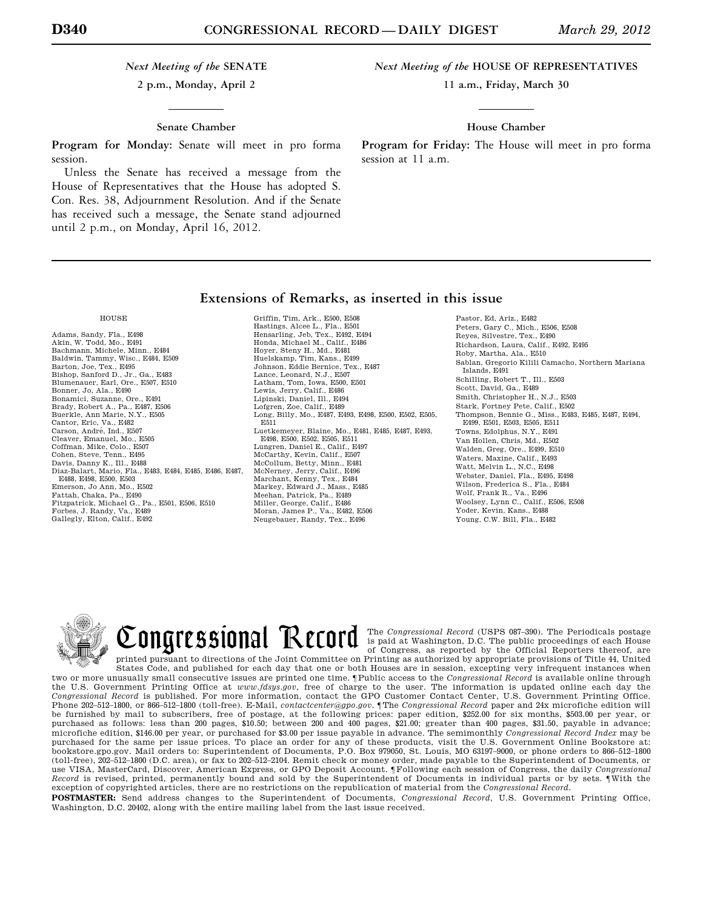*Next Meeting of the* **SENATE**

**2 p.m., Monday, April 2**

**Senate Chamber**

**Program for Monday:** Senate will meet in pro forma session.

Unless the Senate has received a message from the House of Representatives that the House has adopted S. Con. Res. 38, Adjournment Resolution. And if the Senate has received such a message, the Senate stand adjourned until 2 p.m., on Monday, April 16, 2012.

*Next Meeting of the* **HOUSE OF REPRESENTATIVES**

**11 a.m., Friday, March 30**

**House Chamber**

**Program for Friday:** The House will meet in pro forma session at 11 a.m.

## Extensions of Remarks, as inserted in this issue

HOUSE

Adams, Sandy, Fla., E498
Akin, W. Todd, Mo., E491
Bachmann, Michele, Minn., E484
Baldwin, Tammy, Wisc., E484, E509
Barton, Joe, Tex., E495
Bishop, Sanford D., Jr., Ga., E483
Blumenauer, Earl, Ore., E507, E510
Bonner, Jo, Ala., E490
Bonamici, Suzanne, Ore., E491
Brady, Robert A., Pa., E487, E506
Buerkle, Ann Marie, N.Y., E505
Cantor, Eric, Va., E482
Carson, André, Ind., E507
Cleaver, Emanuel, Mo., E505
Coffman, Mike, Colo., E507
Cohen, Steve, Tenn., E495
Davis, Danny K., Ill., E488
Diaz-Balart, Mario, Fla., E483, E484, E485, E486, E487, E488, E498, E500, E503
Emerson, Jo Ann, Mo., E502
Fattah, Chaka, Pa., E490
Fitzpatrick, Michael G., Pa., E501, E506, E510
Forbes, J. Randy, Va., E489
Gallegly, Elton, Calif., E492
Griffin, Tim, Ark., E500, E508
Hastings, Alcee L., Fla., E501
Hensarling, Jeb, Tex., E492, E494
Honda, Michael M., Calif., E486
Hoyer, Steny H., Md., E481
Huelskamp, Tim, Kans., E499
Johnson, Eddie Bernice, Tex., E487
Lance, Leonard, N.J., E507
Latham, Tom, Iowa, E500, E501
Lewis, Jerry, Calif., E486
Lipinski, Daniel, Ill., E494
Lofgren, Zoe, Calif., E489
Long, Billy, Mo., E487, E493, E498, E500, E502, E505, E511
Luetkemeyer, Blaine, Mo., E481, E485, E487, E493, E498, E500, E502, E505, E511
Lungren, Daniel E., Calif., E497
McCarthy, Kevin, Calif., E507
McCollum, Betty, Minn., E481
McNerney, Jerry, Calif., E496
Marchant, Kenny, Tex., E484
Markey, Edward J., Mass., E485
Meehan, Patrick, Pa., E489
Miller, George, Calif., E486
Moran, James P., Va., E482, E506
Neugebauer, Randy, Tex., E496
Pastor, Ed, Ariz., E482
Peters, Gary C., Mich., E506, E508
Reyes, Silvestre, Tex., E490
Richardson, Laura, Calif., E492, E495
Roby, Martha, Ala., E510
Sablan, Gregorio Kilili Camacho, Northern Mariana Islands, E491
Schilling, Robert T., Ill., E503
Scott, David, Ga., E489
Smith, Christopher H., N.J., E503
Stark, Fortney Pete, Calif., E502
Thompson, Bennie G., Miss., E483, E485, E487, E494, E499, E501, E503, E505, E511
Towns, Edolphus, N.Y., E491
Van Hollen, Chris, Md., E502
Walden, Greg, Ore., E499, E510
Waters, Maxine, Calif., E493
Watt, Melvin L., N.C., E498
Webster, Daniel, Fla., E495, E498
Wilson, Frederica S., Fla., E484
Wolf, Frank R., Va., E496
Woolsey, Lynn C., Calif., E506, E508
Yoder, Kevin, Kans., E488
Young, C.W. Bill, Fla., E482

**Congressional Record** The *Congressional Record* (USPS 087–390). The Periodicals postage is paid at Washington, D.C. The public proceedings of each House of Congress, as reported by the Official Reporters thereof, are printed pursuant to directions of the Joint Committee on Printing as authorized by appropriate provisions of Title 44, United States Code, and published for each day that one or both Houses are in session, excepting very infrequent instances when two or more unusually small consecutive issues are printed one time. ¶Public access to the *Congressional Record* is available online through the U.S. Government Printing Office at *www.fdsys.gov*, free of charge to the user. The information is updated online each day the *Congressional Record* is published. For more information, contact the GPO Customer Contact Center, U.S. Government Printing Office. Phone 202–512–1800, or 866–512–1800 (toll-free). E-Mail, *contactcenter@gpo.gov*. ¶The *Congressional Record* paper and 24x microfiche edition will be furnished by mail to subscribers, free of postage, at the following prices: paper edition, $252.00 for six months, $503.00 per year, or purchased as follows: less than 200 pages, $10.50; between 200 and 400 pages, $21.00; greater than 400 pages, $31.50, payable in advance; microfiche edition, $146.00 per year, or purchased for $3.00 per issue payable in advance. The semimonthly *Congressional Record Index* may be purchased for the same per issue prices. To place an order for any of these products, visit the U.S. Government Online Bookstore at: bookstore.gpo.gov. Mail orders to: Superintendent of Documents, P.O. Box 979050, St. Louis, MO 63197–9000, or phone orders to 866–512–1800 (toll-free), 202–512–1800 (D.C. area), or fax to 202–512–2104. Remit check or money order, made payable to the Superintendent of Documents, or use VISA, MasterCard, Discover, American Express, or GPO Deposit Account. ¶Following each session of Congress, the daily *Congressional Record* is revised, printed, permanently bound and sold by the Superintendent of Documents in individual parts or by sets. ¶With the exception of copyrighted articles, there are no restrictions on the republication of material from the *Congressional Record*.

**POSTMASTER:** Send address changes to the Superintendent of Documents, *Congressional Record*, U.S. Government Printing Office, Washington, D.C. 20402, along with the entire mailing label from the last issue received.